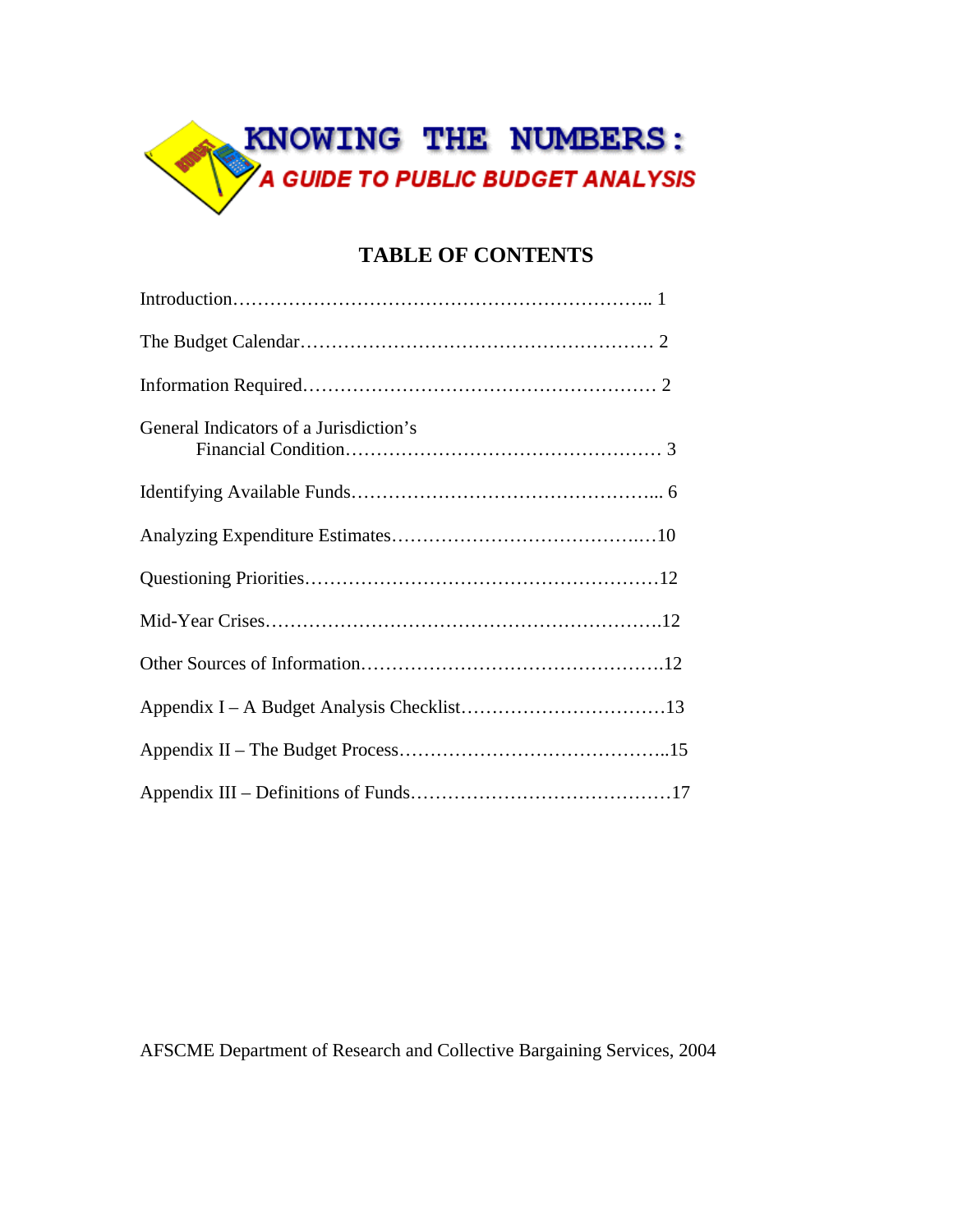# KNOWING THE NUMBERS:

## A GUIDE TO PUBLIC BUDGET ANALYSIS

### TABLE OF CONTENTS

Introduction………………………………………………………….. 1

The Budget Calendar………………………………………………… 2

Information Required………………………………………………… 2

General Indicators of a Jurisdiction's
Financial Condition…………………………………………… 3

Identifying Available Funds…………………………………………... 6

Analyzing Expenditure Estimates……………………………….…10

Questioning Priorities…………………………………………………12

Mid-Year Crises……………………………………………………….12

Other Sources of Information………………………………………..12

Appendix I – A Budget Analysis Checklist……………………………13

Appendix II – The Budget Process……………………………………..15

Appendix III – Definitions of Funds……………………………………17

AFSCME Department of Research and Collective Bargaining Services, 2004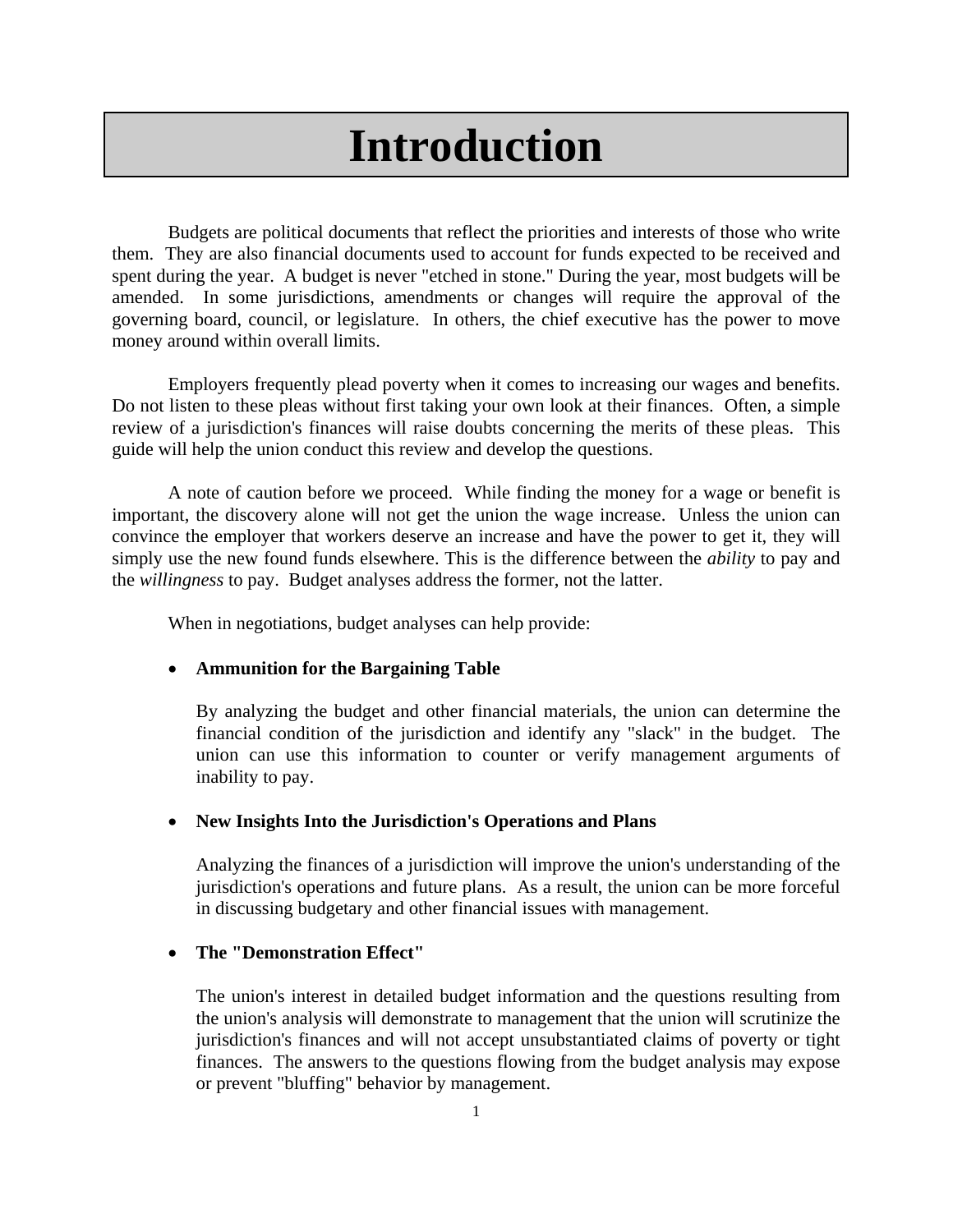# Introduction

Budgets are political documents that reflect the priorities and interests of those who write them. They are also financial documents used to account for funds expected to be received and spent during the year. A budget is never "etched in stone." During the year, most budgets will be amended. In some jurisdictions, amendments or changes will require the approval of the governing board, council, or legislature. In others, the chief executive has the power to move money around within overall limits.

Employers frequently plead poverty when it comes to increasing our wages and benefits. Do not listen to these pleas without first taking your own look at their finances. Often, a simple review of a jurisdiction's finances will raise doubts concerning the merits of these pleas. This guide will help the union conduct this review and develop the questions.

A note of caution before we proceed. While finding the money for a wage or benefit is important, the discovery alone will not get the union the wage increase. Unless the union can convince the employer that workers deserve an increase and have the power to get it, they will simply use the new found funds elsewhere. This is the difference between the *ability* to pay and the *willingness* to pay. Budget analyses address the former, not the latter.

When in negotiations, budget analyses can help provide:

- **Ammunition for the Bargaining Table**

  By analyzing the budget and other financial materials, the union can determine the financial condition of the jurisdiction and identify any "slack" in the budget. The union can use this information to counter or verify management arguments of inability to pay.

- **New Insights Into the Jurisdiction's Operations and Plans**

  Analyzing the finances of a jurisdiction will improve the union's understanding of the jurisdiction's operations and future plans. As a result, the union can be more forceful in discussing budgetary and other financial issues with management.

- **The "Demonstration Effect"**

  The union's interest in detailed budget information and the questions resulting from the union's analysis will demonstrate to management that the union will scrutinize the jurisdiction's finances and will not accept unsubstantiated claims of poverty or tight finances. The answers to the questions flowing from the budget analysis may expose or prevent "bluffing" behavior by management.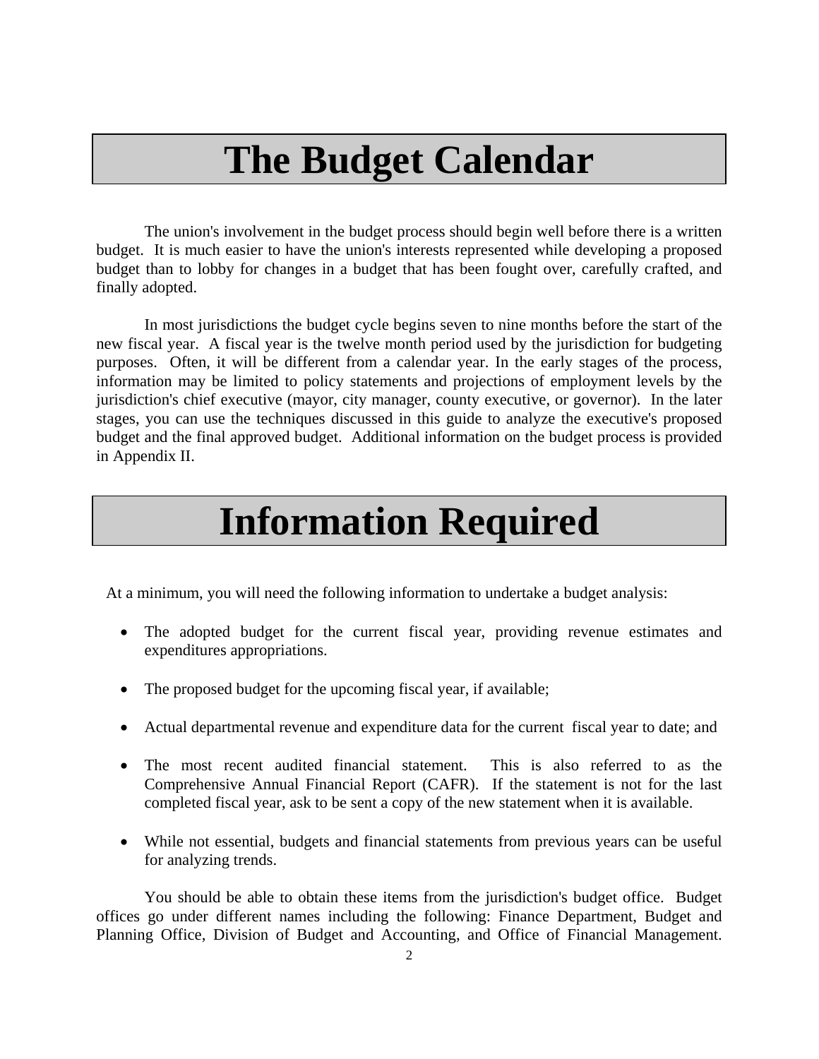# The Budget Calendar

The union's involvement in the budget process should begin well before there is a written budget. It is much easier to have the union's interests represented while developing a proposed budget than to lobby for changes in a budget that has been fought over, carefully crafted, and finally adopted.

In most jurisdictions the budget cycle begins seven to nine months before the start of the new fiscal year. A fiscal year is the twelve month period used by the jurisdiction for budgeting purposes. Often, it will be different from a calendar year. In the early stages of the process, information may be limited to policy statements and projections of employment levels by the jurisdiction's chief executive (mayor, city manager, county executive, or governor). In the later stages, you can use the techniques discussed in this guide to analyze the executive's proposed budget and the final approved budget. Additional information on the budget process is provided in Appendix II.

# Information Required

At a minimum, you will need the following information to undertake a budget analysis:

- The adopted budget for the current fiscal year, providing revenue estimates and expenditures appropriations.
- The proposed budget for the upcoming fiscal year, if available;
- Actual departmental revenue and expenditure data for the current fiscal year to date; and
- The most recent audited financial statement. This is also referred to as the Comprehensive Annual Financial Report (CAFR). If the statement is not for the last completed fiscal year, ask to be sent a copy of the new statement when it is available.
- While not essential, budgets and financial statements from previous years can be useful for analyzing trends.

You should be able to obtain these items from the jurisdiction's budget office. Budget offices go under different names including the following: Finance Department, Budget and Planning Office, Division of Budget and Accounting, and Office of Financial Management.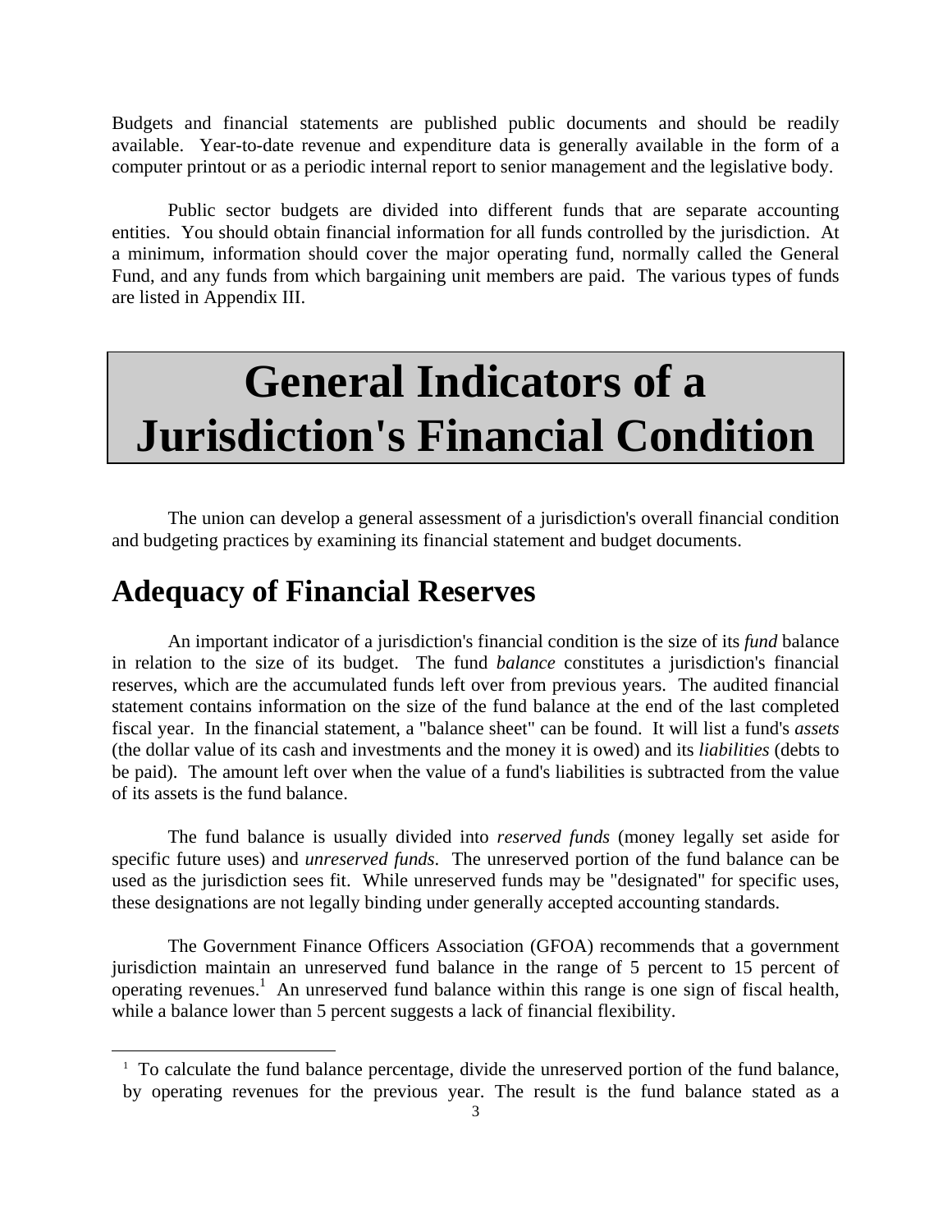Budgets and financial statements are published public documents and should be readily available. Year-to-date revenue and expenditure data is generally available in the form of a computer printout or as a periodic internal report to senior management and the legislative body.

Public sector budgets are divided into different funds that are separate accounting entities. You should obtain financial information for all funds controlled by the jurisdiction. At a minimum, information should cover the major operating fund, normally called the General Fund, and any funds from which bargaining unit members are paid. The various types of funds are listed in Appendix III.

# General Indicators of a Jurisdiction's Financial Condition

The union can develop a general assessment of a jurisdiction's overall financial condition and budgeting practices by examining its financial statement and budget documents.

## Adequacy of Financial Reserves

An important indicator of a jurisdiction's financial condition is the size of its *fund* balance in relation to the size of its budget. The fund *balance* constitutes a jurisdiction's financial reserves, which are the accumulated funds left over from previous years. The audited financial statement contains information on the size of the fund balance at the end of the last completed fiscal year. In the financial statement, a "balance sheet" can be found. It will list a fund's *assets* (the dollar value of its cash and investments and the money it is owed) and its *liabilities* (debts to be paid). The amount left over when the value of a fund's liabilities is subtracted from the value of its assets is the fund balance.

The fund balance is usually divided into *reserved funds* (money legally set aside for specific future uses) and *unreserved funds*. The unreserved portion of the fund balance can be used as the jurisdiction sees fit. While unreserved funds may be "designated" for specific uses, these designations are not legally binding under generally accepted accounting standards.

The Government Finance Officers Association (GFOA) recommends that a government jurisdiction maintain an unreserved fund balance in the range of 5 percent to 15 percent of operating revenues.[1] An unreserved fund balance within this range is one sign of fiscal health, while a balance lower than 5 percent suggests a lack of financial flexibility.

[1] To calculate the fund balance percentage, divide the unreserved portion of the fund balance, by operating revenues for the previous year. The result is the fund balance stated as a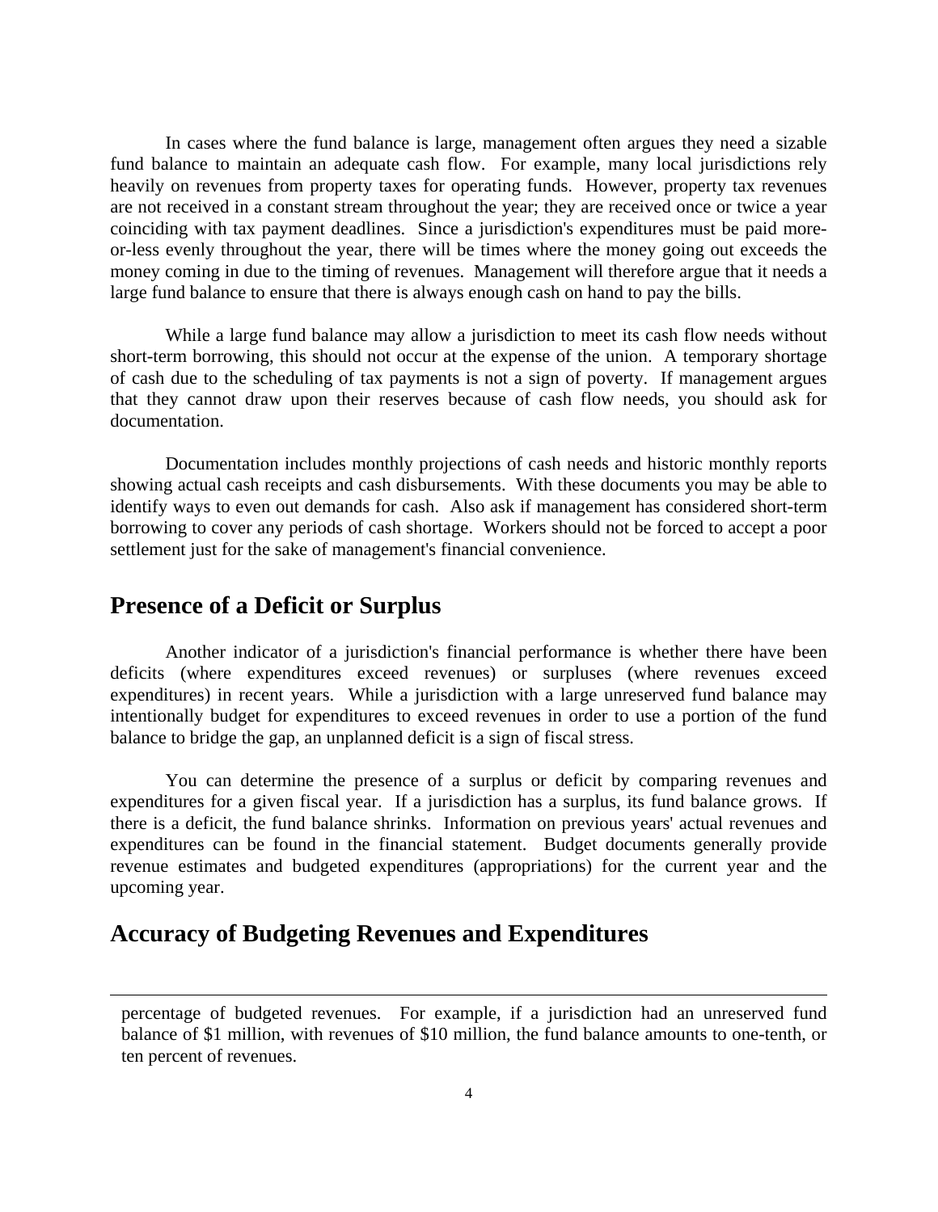In cases where the fund balance is large, management often argues they need a sizable fund balance to maintain an adequate cash flow. For example, many local jurisdictions rely heavily on revenues from property taxes for operating funds. However, property tax revenues are not received in a constant stream throughout the year; they are received once or twice a year coinciding with tax payment deadlines. Since a jurisdiction's expenditures must be paid more-or-less evenly throughout the year, there will be times where the money going out exceeds the money coming in due to the timing of revenues. Management will therefore argue that it needs a large fund balance to ensure that there is always enough cash on hand to pay the bills.

While a large fund balance may allow a jurisdiction to meet its cash flow needs without short-term borrowing, this should not occur at the expense of the union. A temporary shortage of cash due to the scheduling of tax payments is not a sign of poverty. If management argues that they cannot draw upon their reserves because of cash flow needs, you should ask for documentation.

Documentation includes monthly projections of cash needs and historic monthly reports showing actual cash receipts and cash disbursements. With these documents you may be able to identify ways to even out demands for cash. Also ask if management has considered short-term borrowing to cover any periods of cash shortage. Workers should not be forced to accept a poor settlement just for the sake of management's financial convenience.

## Presence of a Deficit or Surplus

Another indicator of a jurisdiction's financial performance is whether there have been deficits (where expenditures exceed revenues) or surpluses (where revenues exceed expenditures) in recent years. While a jurisdiction with a large unreserved fund balance may intentionally budget for expenditures to exceed revenues in order to use a portion of the fund balance to bridge the gap, an unplanned deficit is a sign of fiscal stress.

You can determine the presence of a surplus or deficit by comparing revenues and expenditures for a given fiscal year. If a jurisdiction has a surplus, its fund balance grows. If there is a deficit, the fund balance shrinks. Information on previous years' actual revenues and expenditures can be found in the financial statement. Budget documents generally provide revenue estimates and budgeted expenditures (appropriations) for the current year and the upcoming year.

## Accuracy of Budgeting Revenues and Expenditures

---

percentage of budgeted revenues. For example, if a jurisdiction had an unreserved fund balance of $1 million, with revenues of $10 million, the fund balance amounts to one-tenth, or ten percent of revenues.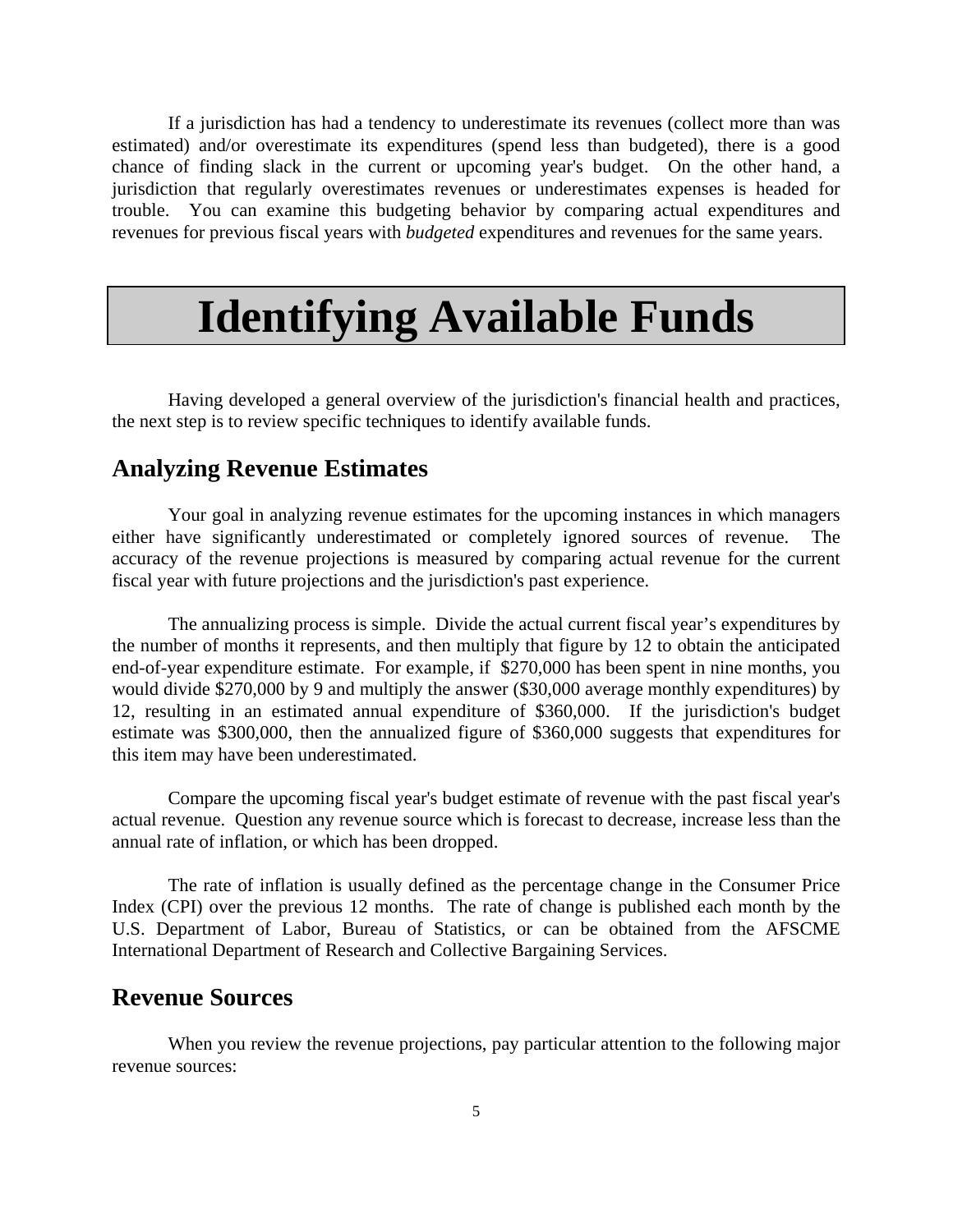If a jurisdiction has had a tendency to underestimate its revenues (collect more than was estimated) and/or overestimate its expenditures (spend less than budgeted), there is a good chance of finding slack in the current or upcoming year's budget. On the other hand, a jurisdiction that regularly overestimates revenues or underestimates expenses is headed for trouble. You can examine this budgeting behavior by comparing actual expenditures and revenues for previous fiscal years with *budgeted* expenditures and revenues for the same years.

# Identifying Available Funds

Having developed a general overview of the jurisdiction's financial health and practices, the next step is to review specific techniques to identify available funds.

## Analyzing Revenue Estimates

Your goal in analyzing revenue estimates for the upcoming instances in which managers either have significantly underestimated or completely ignored sources of revenue. The accuracy of the revenue projections is measured by comparing actual revenue for the current fiscal year with future projections and the jurisdiction's past experience.

The annualizing process is simple. Divide the actual current fiscal year's expenditures by the number of months it represents, and then multiply that figure by 12 to obtain the anticipated end-of-year expenditure estimate. For example, if $270,000 has been spent in nine months, you would divide $270,000 by 9 and multiply the answer ($30,000 average monthly expenditures) by 12, resulting in an estimated annual expenditure of $360,000. If the jurisdiction's budget estimate was $300,000, then the annualized figure of $360,000 suggests that expenditures for this item may have been underestimated.

Compare the upcoming fiscal year's budget estimate of revenue with the past fiscal year's actual revenue. Question any revenue source which is forecast to decrease, increase less than the annual rate of inflation, or which has been dropped.

The rate of inflation is usually defined as the percentage change in the Consumer Price Index (CPI) over the previous 12 months. The rate of change is published each month by the U.S. Department of Labor, Bureau of Statistics, or can be obtained from the AFSCME International Department of Research and Collective Bargaining Services.

## Revenue Sources

When you review the revenue projections, pay particular attention to the following major revenue sources: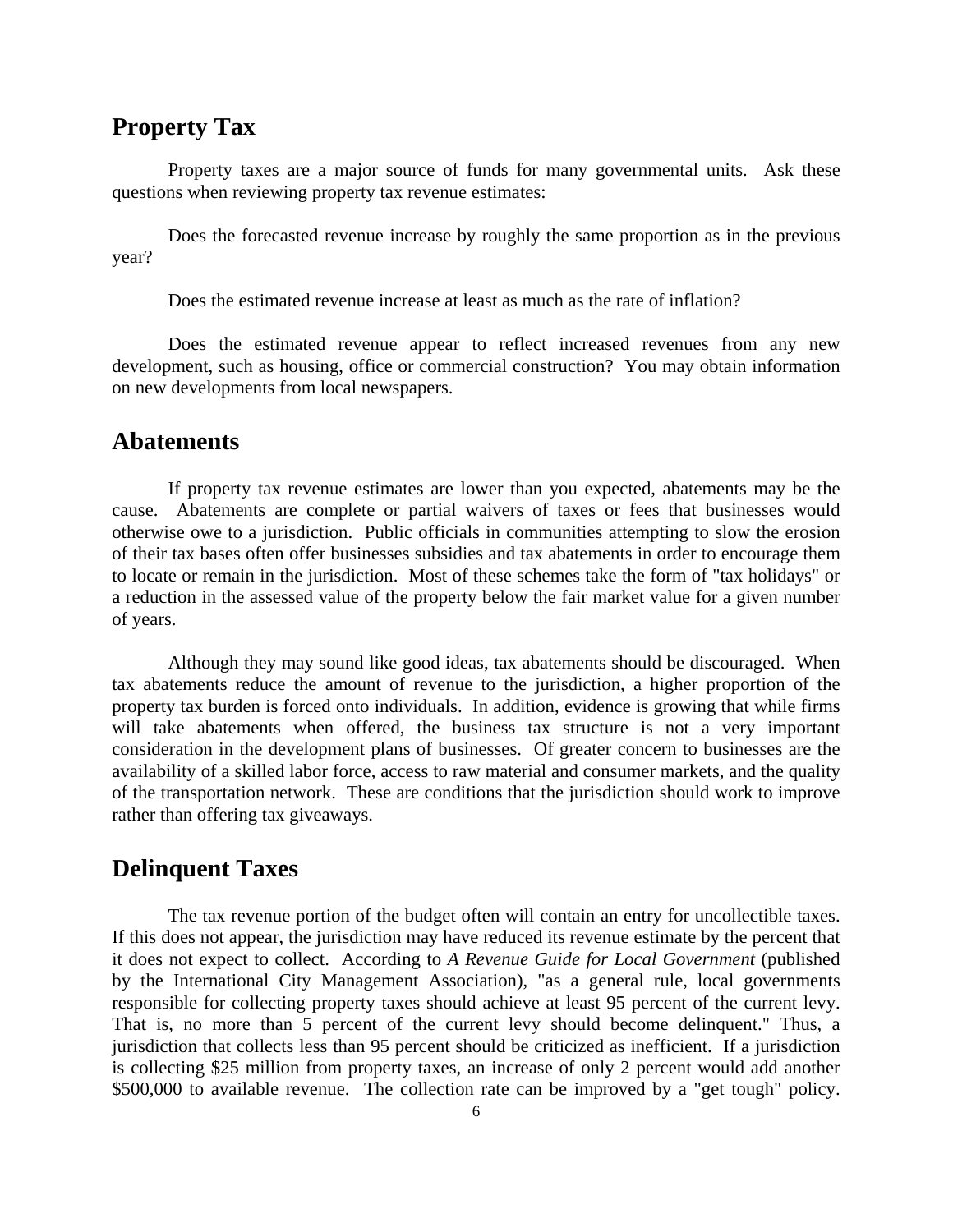## Property Tax

Property taxes are a major source of funds for many governmental units. Ask these questions when reviewing property tax revenue estimates:

Does the forecasted revenue increase by roughly the same proportion as in the previous year?

Does the estimated revenue increase at least as much as the rate of inflation?

Does the estimated revenue appear to reflect increased revenues from any new development, such as housing, office or commercial construction? You may obtain information on new developments from local newspapers.

## Abatements

If property tax revenue estimates are lower than you expected, abatements may be the cause. Abatements are complete or partial waivers of taxes or fees that businesses would otherwise owe to a jurisdiction. Public officials in communities attempting to slow the erosion of their tax bases often offer businesses subsidies and tax abatements in order to encourage them to locate or remain in the jurisdiction. Most of these schemes take the form of "tax holidays" or a reduction in the assessed value of the property below the fair market value for a given number of years.

Although they may sound like good ideas, tax abatements should be discouraged. When tax abatements reduce the amount of revenue to the jurisdiction, a higher proportion of the property tax burden is forced onto individuals. In addition, evidence is growing that while firms will take abatements when offered, the business tax structure is not a very important consideration in the development plans of businesses. Of greater concern to businesses are the availability of a skilled labor force, access to raw material and consumer markets, and the quality of the transportation network. These are conditions that the jurisdiction should work to improve rather than offering tax giveaways.

## Delinquent Taxes

The tax revenue portion of the budget often will contain an entry for uncollectible taxes. If this does not appear, the jurisdiction may have reduced its revenue estimate by the percent that it does not expect to collect. According to *A Revenue Guide for Local Government* (published by the International City Management Association), "as a general rule, local governments responsible for collecting property taxes should achieve at least 95 percent of the current levy. That is, no more than 5 percent of the current levy should become delinquent." Thus, a jurisdiction that collects less than 95 percent should be criticized as inefficient. If a jurisdiction is collecting $25 million from property taxes, an increase of only 2 percent would add another $500,000 to available revenue. The collection rate can be improved by a "get tough" policy.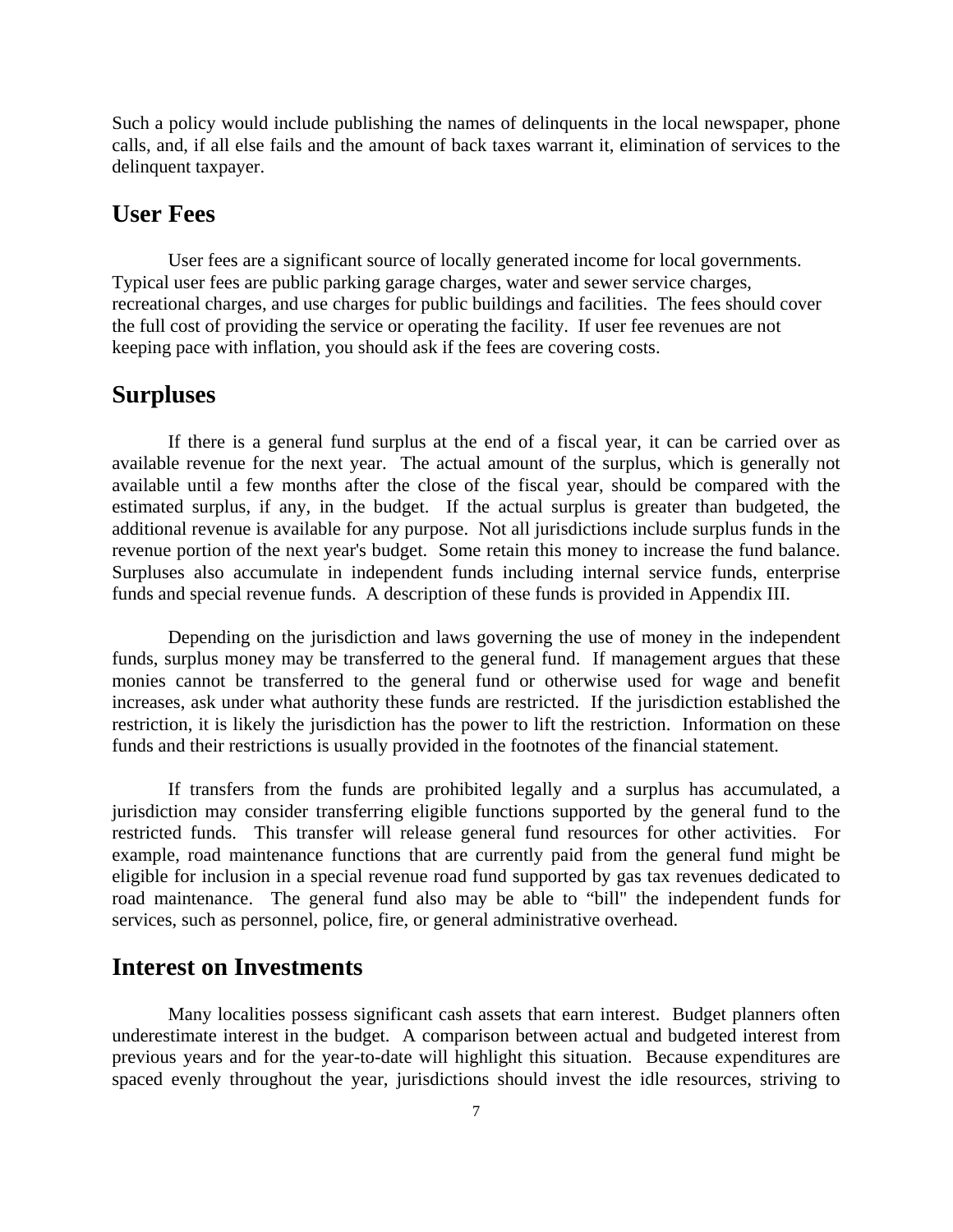Such a policy would include publishing the names of delinquents in the local newspaper, phone calls, and, if all else fails and the amount of back taxes warrant it, elimination of services to the delinquent taxpayer.

## User Fees

User fees are a significant source of locally generated income for local governments. Typical user fees are public parking garage charges, water and sewer service charges, recreational charges, and use charges for public buildings and facilities. The fees should cover the full cost of providing the service or operating the facility. If user fee revenues are not keeping pace with inflation, you should ask if the fees are covering costs.

## Surpluses

If there is a general fund surplus at the end of a fiscal year, it can be carried over as available revenue for the next year. The actual amount of the surplus, which is generally not available until a few months after the close of the fiscal year, should be compared with the estimated surplus, if any, in the budget. If the actual surplus is greater than budgeted, the additional revenue is available for any purpose. Not all jurisdictions include surplus funds in the revenue portion of the next year's budget. Some retain this money to increase the fund balance. Surpluses also accumulate in independent funds including internal service funds, enterprise funds and special revenue funds. A description of these funds is provided in Appendix III.

Depending on the jurisdiction and laws governing the use of money in the independent funds, surplus money may be transferred to the general fund. If management argues that these monies cannot be transferred to the general fund or otherwise used for wage and benefit increases, ask under what authority these funds are restricted. If the jurisdiction established the restriction, it is likely the jurisdiction has the power to lift the restriction. Information on these funds and their restrictions is usually provided in the footnotes of the financial statement.

If transfers from the funds are prohibited legally and a surplus has accumulated, a jurisdiction may consider transferring eligible functions supported by the general fund to the restricted funds. This transfer will release general fund resources for other activities. For example, road maintenance functions that are currently paid from the general fund might be eligible for inclusion in a special revenue road fund supported by gas tax revenues dedicated to road maintenance. The general fund also may be able to "bill" the independent funds for services, such as personnel, police, fire, or general administrative overhead.

## Interest on Investments

Many localities possess significant cash assets that earn interest. Budget planners often underestimate interest in the budget. A comparison between actual and budgeted interest from previous years and for the year-to-date will highlight this situation. Because expenditures are spaced evenly throughout the year, jurisdictions should invest the idle resources, striving to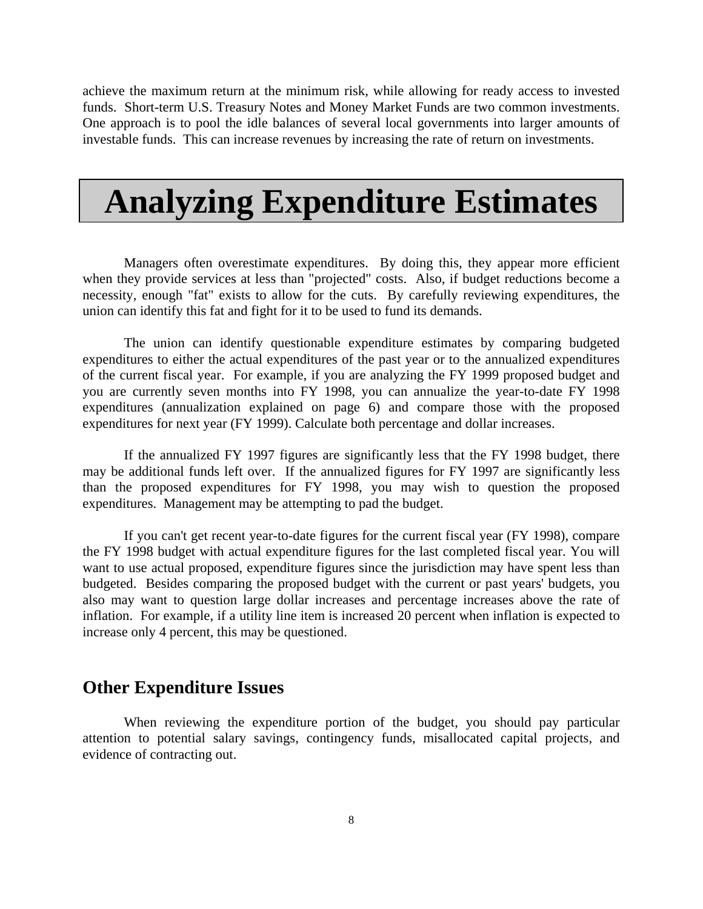achieve the maximum return at the minimum risk, while allowing for ready access to invested funds. Short-term U.S. Treasury Notes and Money Market Funds are two common investments. One approach is to pool the idle balances of several local governments into larger amounts of investable funds. This can increase revenues by increasing the rate of return on investments.

# Analyzing Expenditure Estimates

Managers often overestimate expenditures. By doing this, they appear more efficient when they provide services at less than "projected" costs. Also, if budget reductions become a necessity, enough "fat" exists to allow for the cuts. By carefully reviewing expenditures, the union can identify this fat and fight for it to be used to fund its demands.

The union can identify questionable expenditure estimates by comparing budgeted expenditures to either the actual expenditures of the past year or to the annualized expenditures of the current fiscal year. For example, if you are analyzing the FY 1999 proposed budget and you are currently seven months into FY 1998, you can annualize the year-to-date FY 1998 expenditures (annualization explained on page 6) and compare those with the proposed expenditures for next year (FY 1999). Calculate both percentage and dollar increases.

If the annualized FY 1997 figures are significantly less that the FY 1998 budget, there may be additional funds left over. If the annualized figures for FY 1997 are significantly less than the proposed expenditures for FY 1998, you may wish to question the proposed expenditures. Management may be attempting to pad the budget.

If you can't get recent year-to-date figures for the current fiscal year (FY 1998), compare the FY 1998 budget with actual expenditure figures for the last completed fiscal year. You will want to use actual proposed, expenditure figures since the jurisdiction may have spent less than budgeted. Besides comparing the proposed budget with the current or past years' budgets, you also may want to question large dollar increases and percentage increases above the rate of inflation. For example, if a utility line item is increased 20 percent when inflation is expected to increase only 4 percent, this may be questioned.

## Other Expenditure Issues

When reviewing the expenditure portion of the budget, you should pay particular attention to potential salary savings, contingency funds, misallocated capital projects, and evidence of contracting out.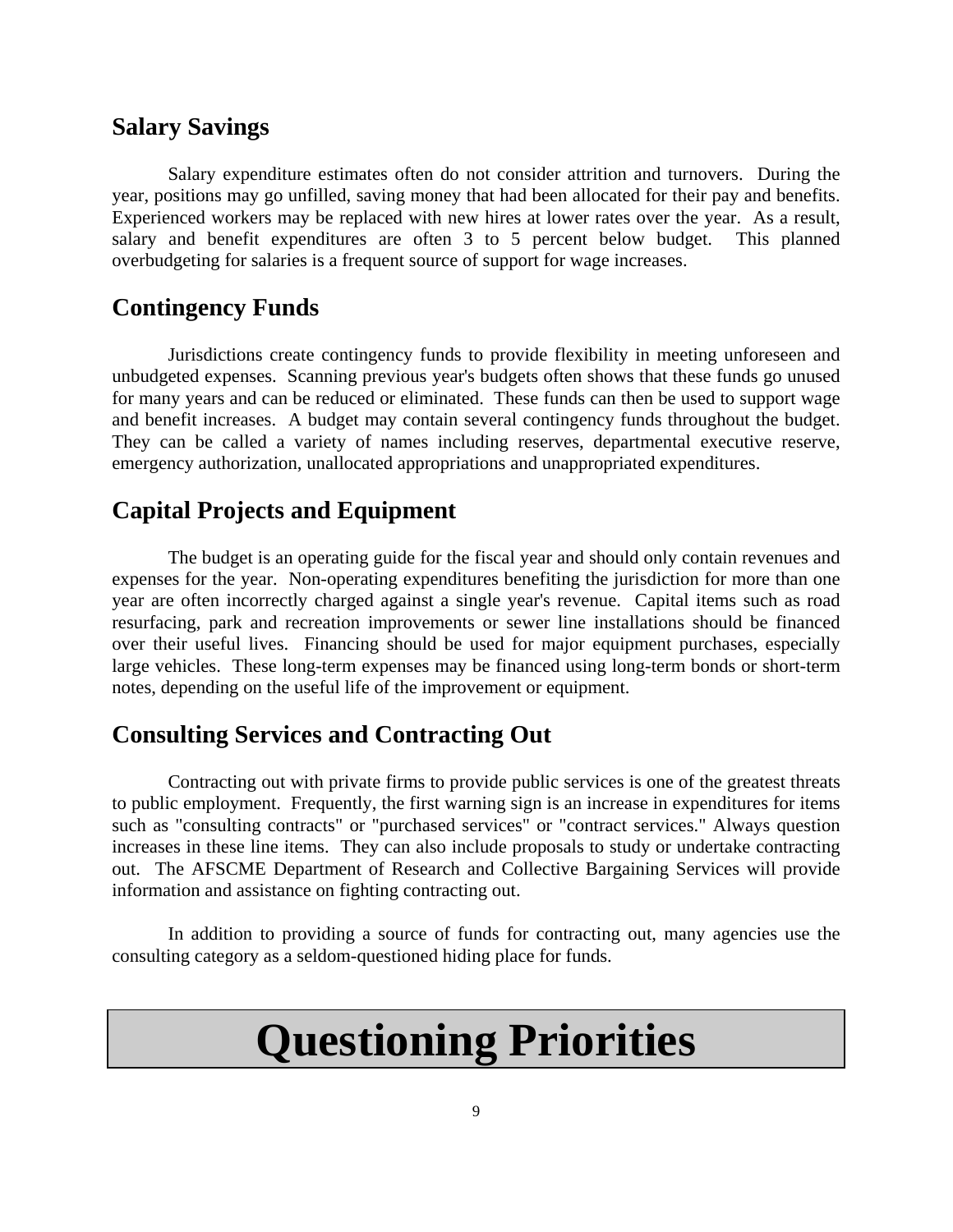## Salary Savings

Salary expenditure estimates often do not consider attrition and turnovers. During the year, positions may go unfilled, saving money that had been allocated for their pay and benefits. Experienced workers may be replaced with new hires at lower rates over the year. As a result, salary and benefit expenditures are often 3 to 5 percent below budget. This planned overbudgeting for salaries is a frequent source of support for wage increases.

## Contingency Funds

Jurisdictions create contingency funds to provide flexibility in meeting unforeseen and unbudgeted expenses. Scanning previous year's budgets often shows that these funds go unused for many years and can be reduced or eliminated. These funds can then be used to support wage and benefit increases. A budget may contain several contingency funds throughout the budget. They can be called a variety of names including reserves, departmental executive reserve, emergency authorization, unallocated appropriations and unappropriated expenditures.

## Capital Projects and Equipment

The budget is an operating guide for the fiscal year and should only contain revenues and expenses for the year. Non-operating expenditures benefiting the jurisdiction for more than one year are often incorrectly charged against a single year's revenue. Capital items such as road resurfacing, park and recreation improvements or sewer line installations should be financed over their useful lives. Financing should be used for major equipment purchases, especially large vehicles. These long-term expenses may be financed using long-term bonds or short-term notes, depending on the useful life of the improvement or equipment.

## Consulting Services and Contracting Out

Contracting out with private firms to provide public services is one of the greatest threats to public employment. Frequently, the first warning sign is an increase in expenditures for items such as "consulting contracts" or "purchased services" or "contract services." Always question increases in these line items. They can also include proposals to study or undertake contracting out. The AFSCME Department of Research and Collective Bargaining Services will provide information and assistance on fighting contracting out.

In addition to providing a source of funds for contracting out, many agencies use the consulting category as a seldom-questioned hiding place for funds.

# Questioning Priorities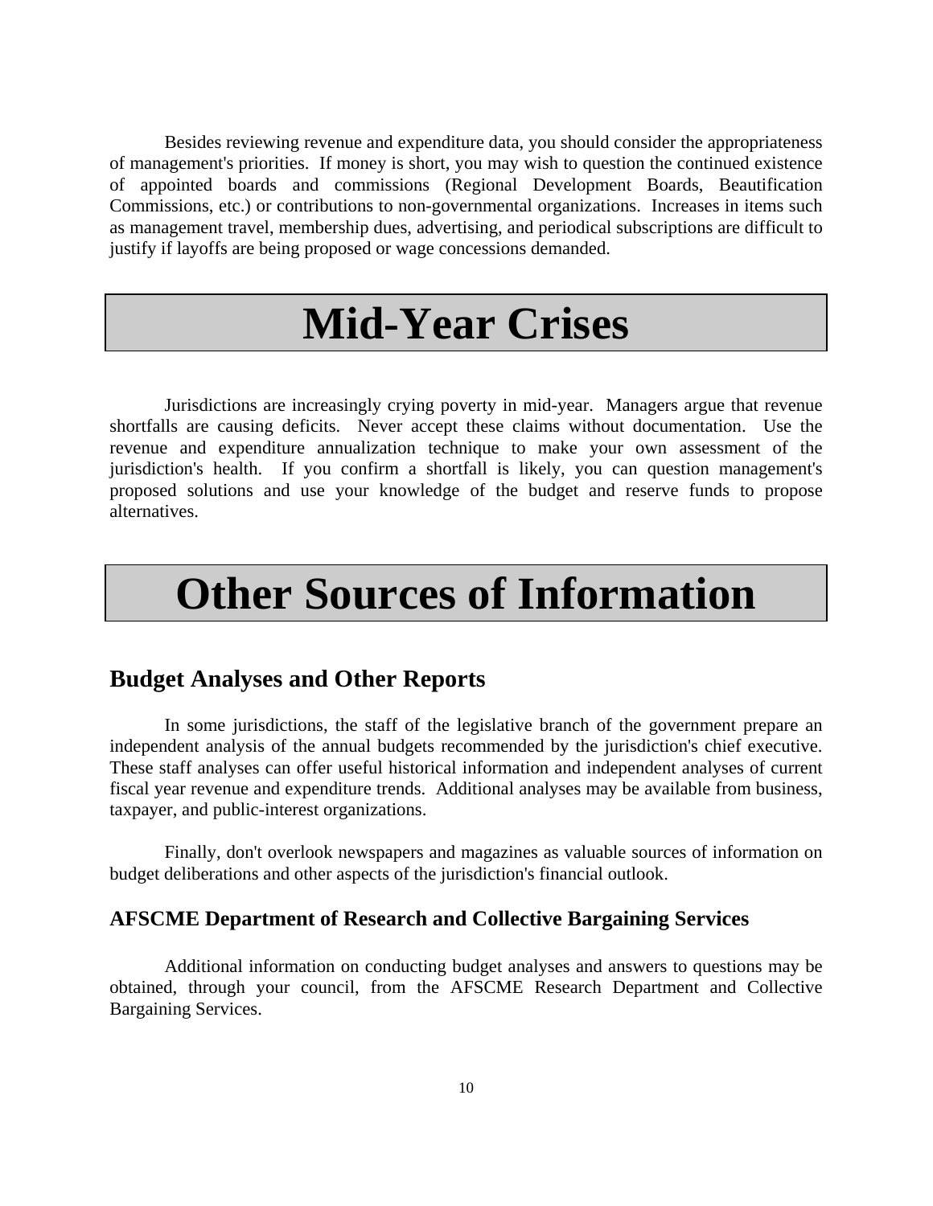Besides reviewing revenue and expenditure data, you should consider the appropriateness of management's priorities. If money is short, you may wish to question the continued existence of appointed boards and commissions (Regional Development Boards, Beautification Commissions, etc.) or contributions to non-governmental organizations. Increases in items such as management travel, membership dues, advertising, and periodical subscriptions are difficult to justify if layoffs are being proposed or wage concessions demanded.

# Mid-Year Crises

Jurisdictions are increasingly crying poverty in mid-year. Managers argue that revenue shortfalls are causing deficits. Never accept these claims without documentation. Use the revenue and expenditure annualization technique to make your own assessment of the jurisdiction's health. If you confirm a shortfall is likely, you can question management's proposed solutions and use your knowledge of the budget and reserve funds to propose alternatives.

# Other Sources of Information

## Budget Analyses and Other Reports

In some jurisdictions, the staff of the legislative branch of the government prepare an independent analysis of the annual budgets recommended by the jurisdiction's chief executive. These staff analyses can offer useful historical information and independent analyses of current fiscal year revenue and expenditure trends. Additional analyses may be available from business, taxpayer, and public-interest organizations.

Finally, don't overlook newspapers and magazines as valuable sources of information on budget deliberations and other aspects of the jurisdiction's financial outlook.

### AFSCME Department of Research and Collective Bargaining Services

Additional information on conducting budget analyses and answers to questions may be obtained, through your council, from the AFSCME Research Department and Collective Bargaining Services.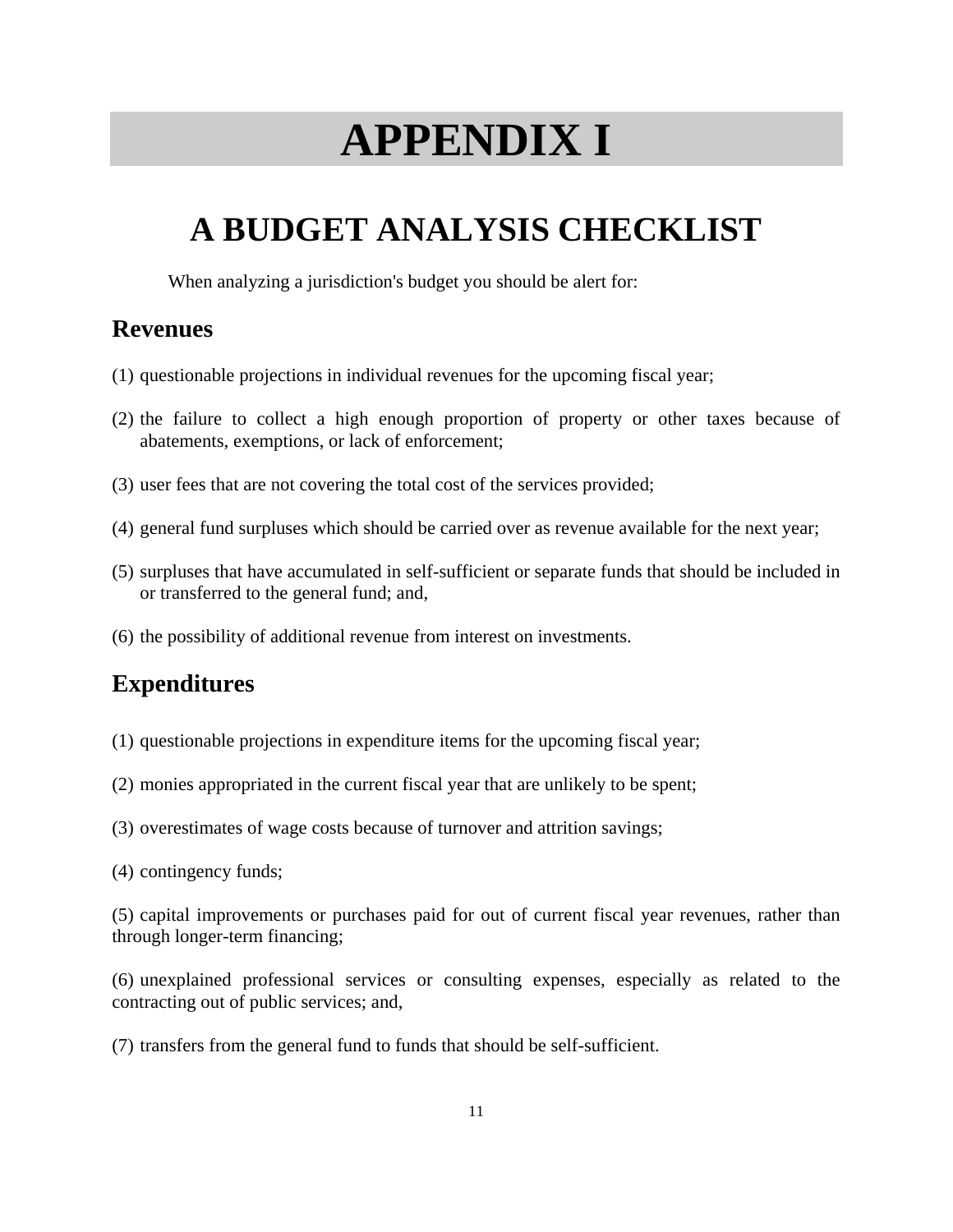# APPENDIX I

## A BUDGET ANALYSIS CHECKLIST

When analyzing a jurisdiction's budget you should be alert for:

### Revenues

(1) questionable projections in individual revenues for the upcoming fiscal year;

(2) the failure to collect a high enough proportion of property or other taxes because of abatements, exemptions, or lack of enforcement;

(3) user fees that are not covering the total cost of the services provided;

(4) general fund surpluses which should be carried over as revenue available for the next year;

(5) surpluses that have accumulated in self-sufficient or separate funds that should be included in or transferred to the general fund; and,

(6) the possibility of additional revenue from interest on investments.

### Expenditures

(1) questionable projections in expenditure items for the upcoming fiscal year;

(2) monies appropriated in the current fiscal year that are unlikely to be spent;

(3) overestimates of wage costs because of turnover and attrition savings;

(4) contingency funds;

(5) capital improvements or purchases paid for out of current fiscal year revenues, rather than through longer-term financing;

(6) unexplained professional services or consulting expenses, especially as related to the contracting out of public services; and,

(7) transfers from the general fund to funds that should be self-sufficient.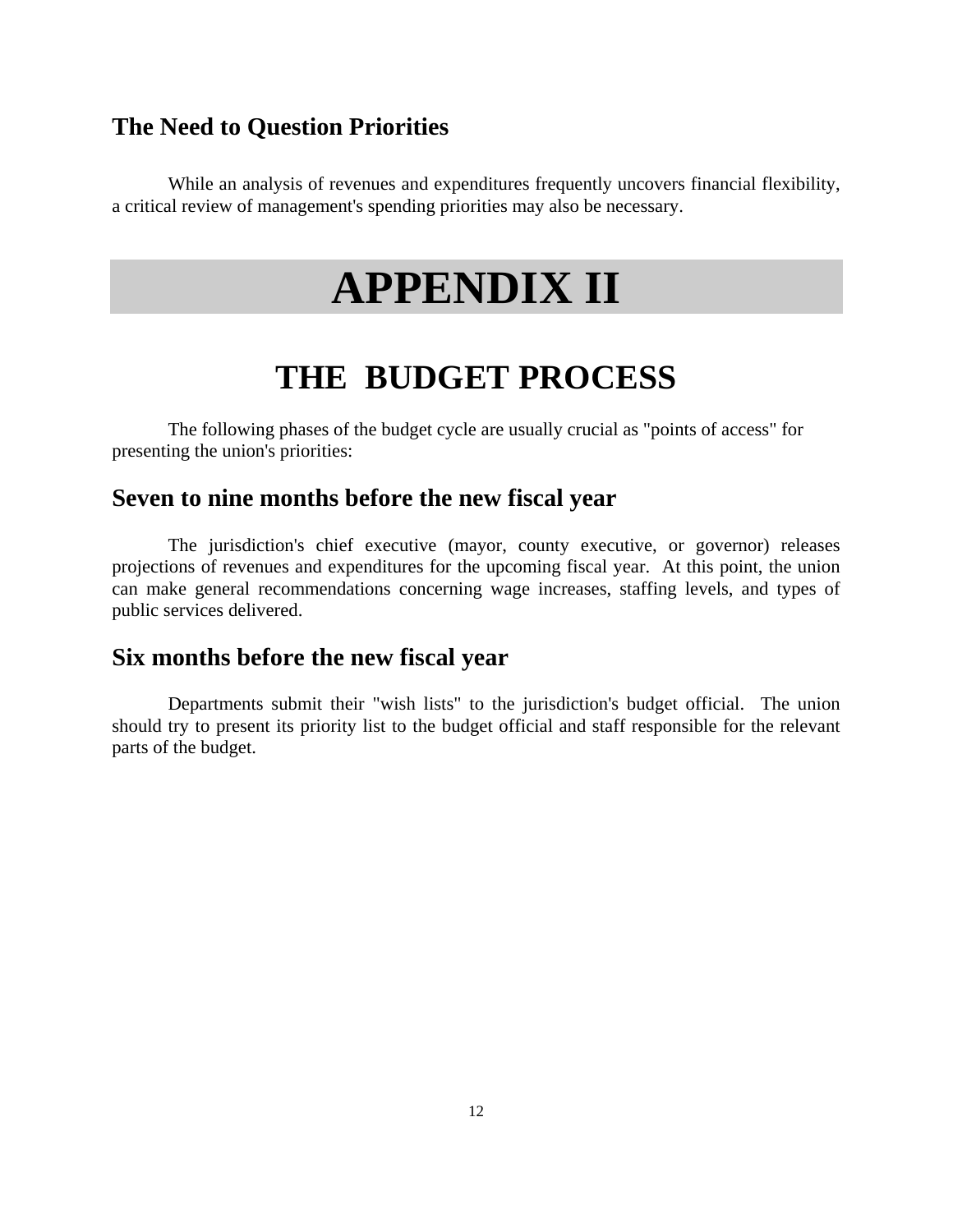### The Need to Question Priorities

While an analysis of revenues and expenditures frequently uncovers financial flexibility, a critical review of management's spending priorities may also be necessary.

# APPENDIX II

## THE BUDGET PROCESS

The following phases of the budget cycle are usually crucial as "points of access" for presenting the union's priorities:

### Seven to nine months before the new fiscal year

The jurisdiction's chief executive (mayor, county executive, or governor) releases projections of revenues and expenditures for the upcoming fiscal year. At this point, the union can make general recommendations concerning wage increases, staffing levels, and types of public services delivered.

### Six months before the new fiscal year

Departments submit their "wish lists" to the jurisdiction's budget official. The union should try to present its priority list to the budget official and staff responsible for the relevant parts of the budget.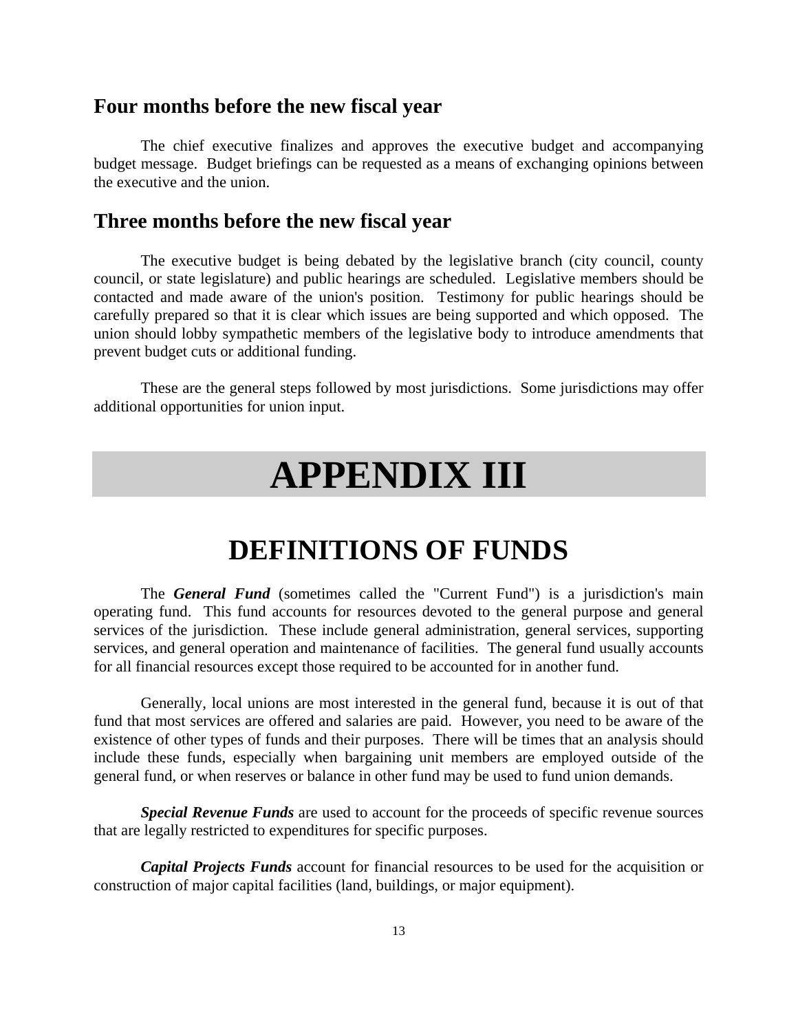## Four months before the new fiscal year

The chief executive finalizes and approves the executive budget and accompanying budget message. Budget briefings can be requested as a means of exchanging opinions between the executive and the union.

## Three months before the new fiscal year

The executive budget is being debated by the legislative branch (city council, county council, or state legislature) and public hearings are scheduled. Legislative members should be contacted and made aware of the union's position. Testimony for public hearings should be carefully prepared so that it is clear which issues are being supported and which opposed. The union should lobby sympathetic members of the legislative body to introduce amendments that prevent budget cuts or additional funding.

These are the general steps followed by most jurisdictions. Some jurisdictions may offer additional opportunities for union input.

# APPENDIX III

# DEFINITIONS OF FUNDS

The ***General Fund*** (sometimes called the "Current Fund") is a jurisdiction's main operating fund. This fund accounts for resources devoted to the general purpose and general services of the jurisdiction. These include general administration, general services, supporting services, and general operation and maintenance of facilities. The general fund usually accounts for all financial resources except those required to be accounted for in another fund.

Generally, local unions are most interested in the general fund, because it is out of that fund that most services are offered and salaries are paid. However, you need to be aware of the existence of other types of funds and their purposes. There will be times that an analysis should include these funds, especially when bargaining unit members are employed outside of the general fund, or when reserves or balance in other fund may be used to fund union demands.

***Special Revenue Funds*** are used to account for the proceeds of specific revenue sources that are legally restricted to expenditures for specific purposes.

***Capital Projects Funds*** account for financial resources to be used for the acquisition or construction of major capital facilities (land, buildings, or major equipment).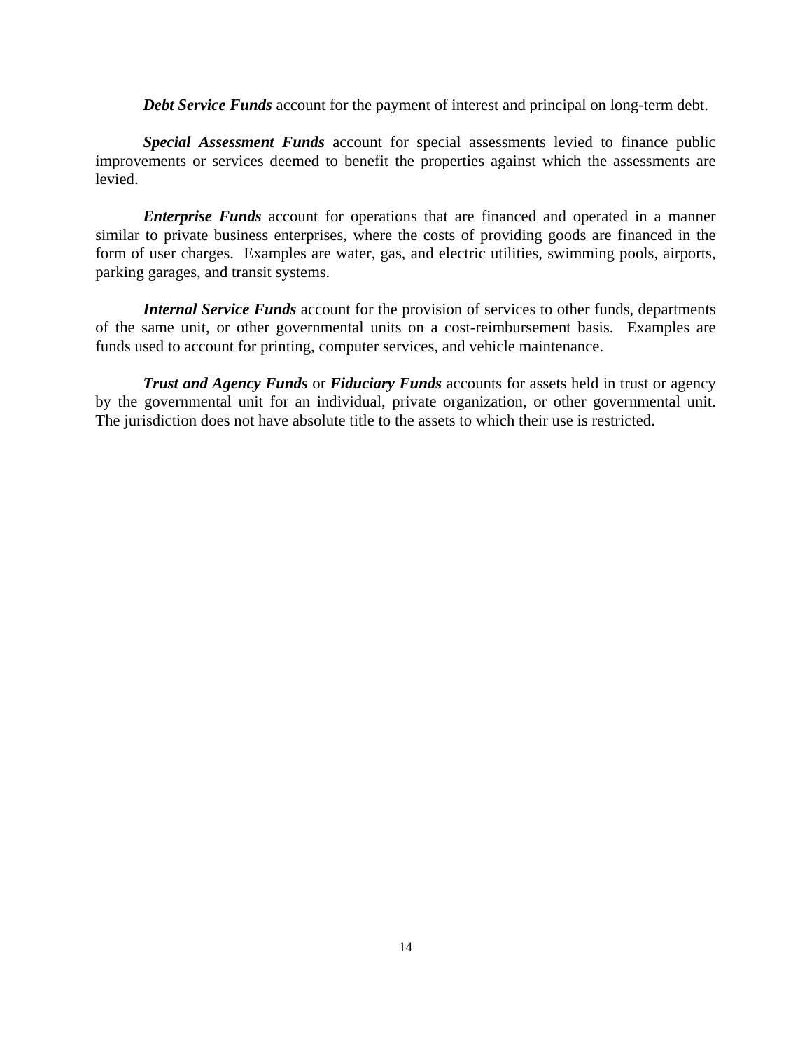***Debt Service Funds*** account for the payment of interest and principal on long-term debt.

***Special Assessment Funds*** account for special assessments levied to finance public improvements or services deemed to benefit the properties against which the assessments are levied.

***Enterprise Funds*** account for operations that are financed and operated in a manner similar to private business enterprises, where the costs of providing goods are financed in the form of user charges. Examples are water, gas, and electric utilities, swimming pools, airports, parking garages, and transit systems.

***Internal Service Funds*** account for the provision of services to other funds, departments of the same unit, or other governmental units on a cost-reimbursement basis. Examples are funds used to account for printing, computer services, and vehicle maintenance.

***Trust and Agency Funds*** or ***Fiduciary Funds*** accounts for assets held in trust or agency by the governmental unit for an individual, private organization, or other governmental unit. The jurisdiction does not have absolute title to the assets to which their use is restricted.